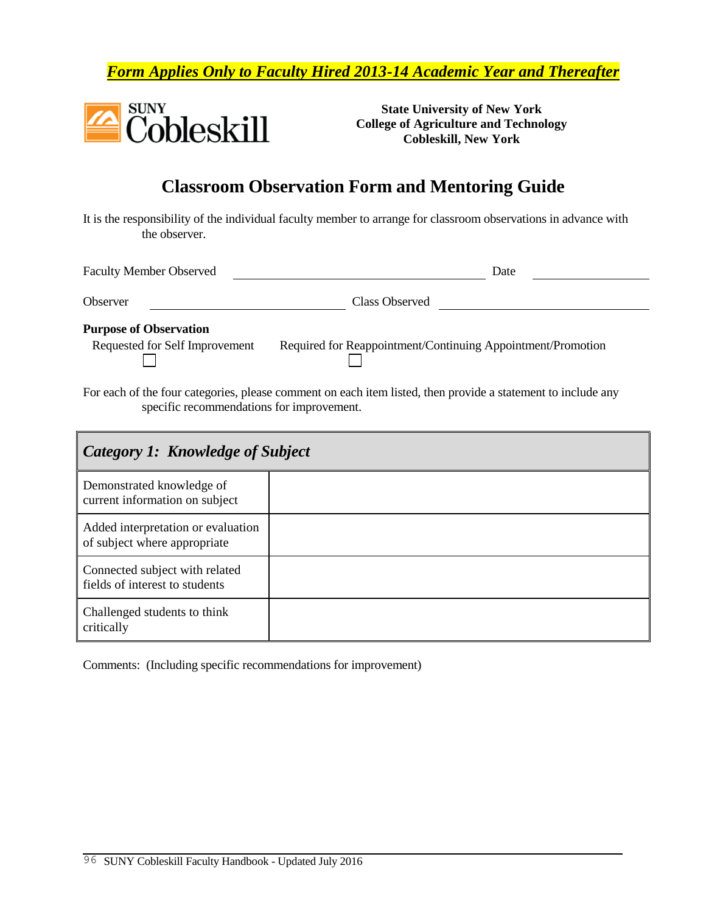***Form Applies Only to Faculty Hired 2013-14 Academic Year and Thereafter***

SUNY Cobleskill

**State University of New York**
**College of Agriculture and Technology**
**Cobleskill, New York**

# Classroom Observation Form and Mentoring Guide

It is the responsibility of the individual faculty member to arrange for classroom observations in advance with the observer.

Faculty Member Observed ______________________________ Date ______________

Observer ______________________ Class Observed __________________________

**Purpose of Observation**

Requested for Self Improvement ☐ Required for Reappointment/Continuing Appointment/Promotion ☐

For each of the four categories, please comment on each item listed, then provide a statement to include any specific recommendations for improvement.

| ***Category 1: Knowledge of Subject*** | |
|---|---|
| Demonstrated knowledge of current information on subject | |
| Added interpretation or evaluation of subject where appropriate | |
| Connected subject with related fields of interest to students | |
| Challenged students to think critically | |

Comments: (Including specific recommendations for improvement)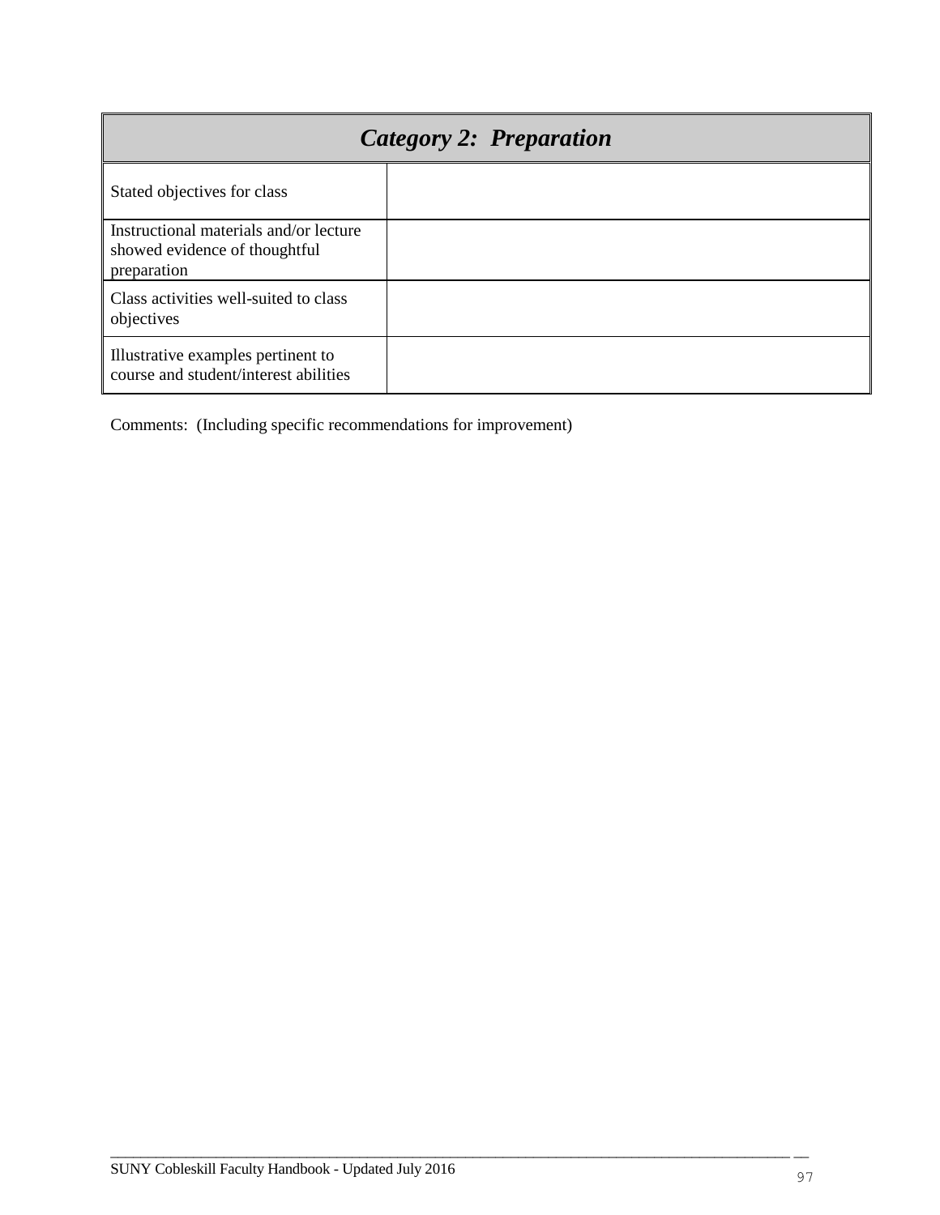| *Category 2: Preparation* | |
|---|---|
| Stated objectives for class | |
| Instructional materials and/or lecture showed evidence of thoughtful preparation | |
| Class activities well-suited to class objectives | |
| Illustrative examples pertinent to course and student/interest abilities | |

Comments: (Including specific recommendations for improvement)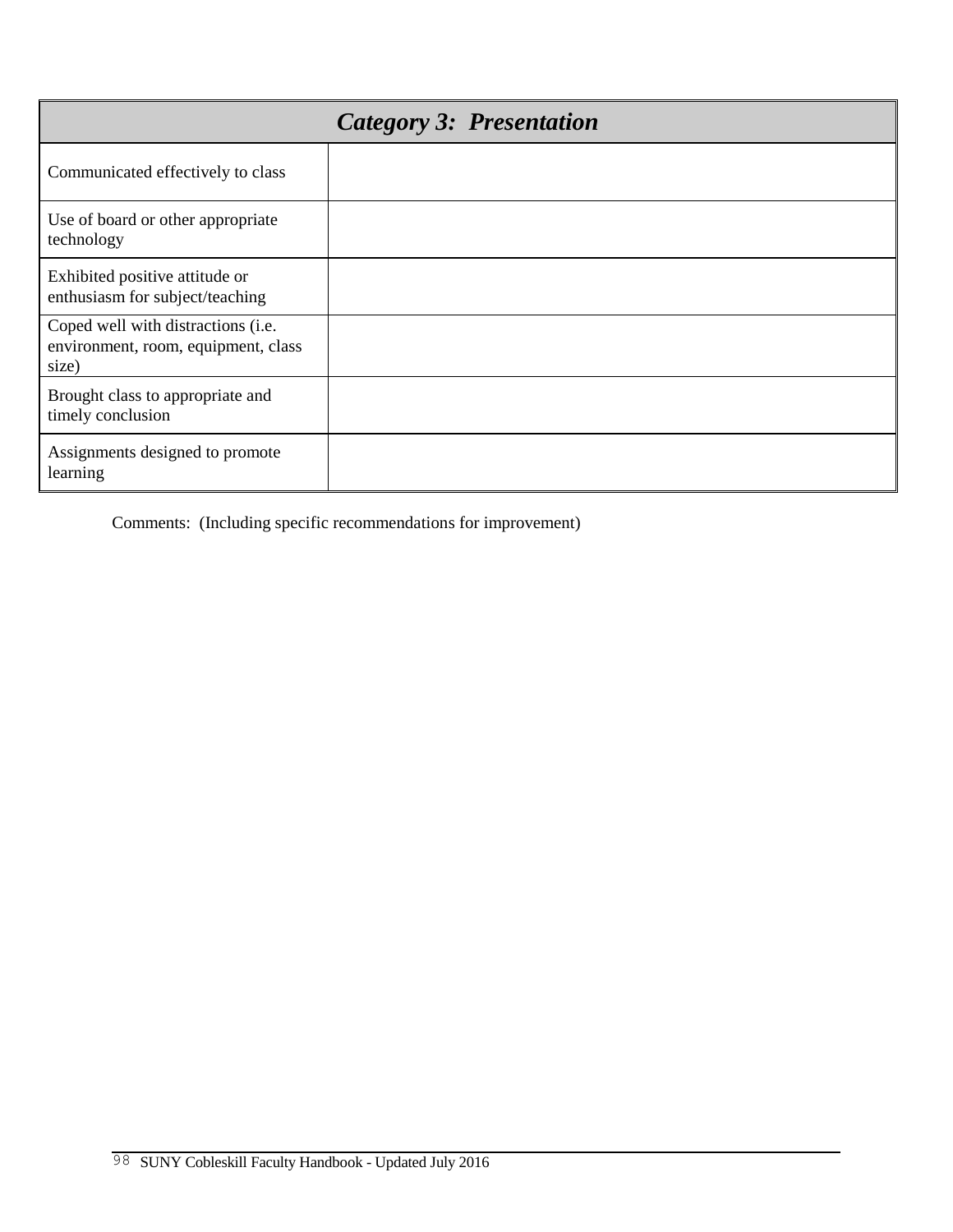| *Category 3: Presentation* | |
|---|---|
| Communicated effectively to class | |
| Use of board or other appropriate technology | |
| Exhibited positive attitude or enthusiasm for subject/teaching | |
| Coped well with distractions (i.e. environment, room, equipment, class size) | |
| Brought class to appropriate and timely conclusion | |
| Assignments designed to promote learning | |

Comments: (Including specific recommendations for improvement)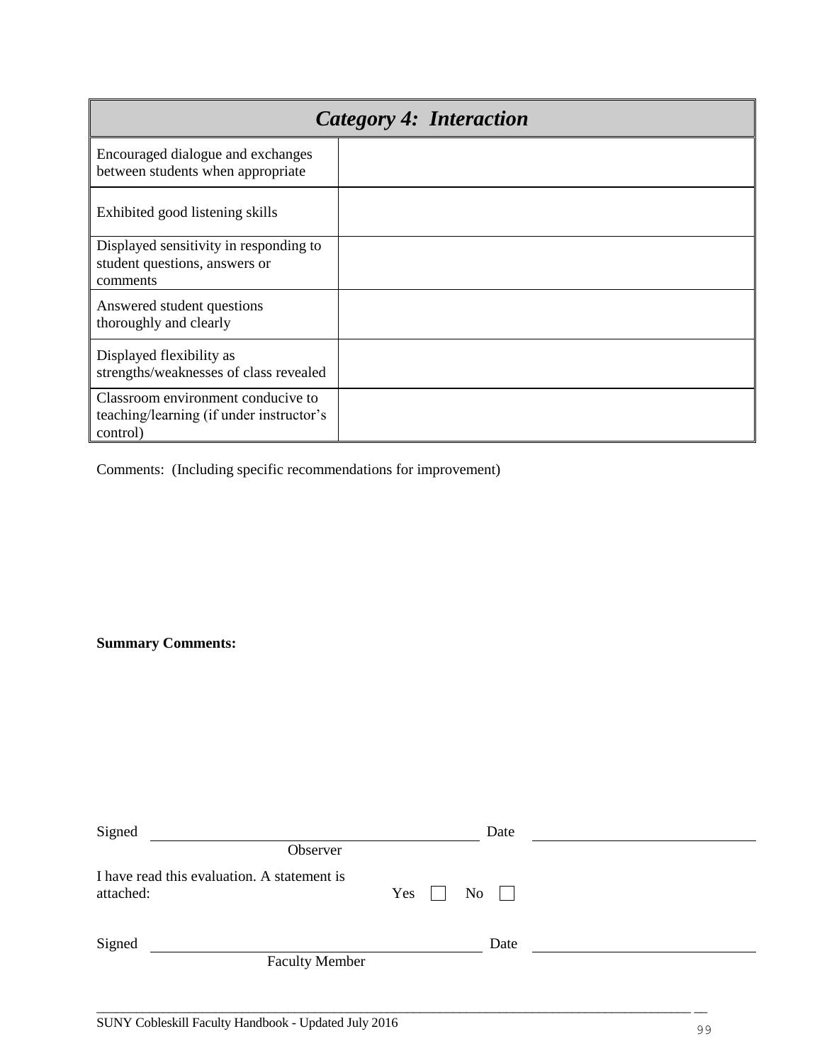| *Category 4: Interaction* | |
|---|---|
| Encouraged dialogue and exchanges between students when appropriate | |
| Exhibited good listening skills | |
| Displayed sensitivity in responding to student questions, answers or comments | |
| Answered student questions thoroughly and clearly | |
| Displayed flexibility as strengths/weaknesses of class revealed | |
| Classroom environment conducive to teaching/learning (if under instructor's control) | |

Comments: (Including specific recommendations for improvement)

**Summary Comments:**

Signed \_\_\_\_\_\_\_\_\_\_\_\_\_\_\_\_\_\_\_\_\_\_\_\_\_\_\_\_\_\_ Date \_\_\_\_\_\_\_\_\_\_\_\_\_\_\_\_\_\_\_\_

Observer

I have read this evaluation. A statement is attached: Yes ☐ No ☐

Signed \_\_\_\_\_\_\_\_\_\_\_\_\_\_\_\_\_\_\_\_\_\_\_\_\_\_\_\_\_\_ Date \_\_\_\_\_\_\_\_\_\_\_\_\_\_\_\_\_\_\_\_

Faculty Member